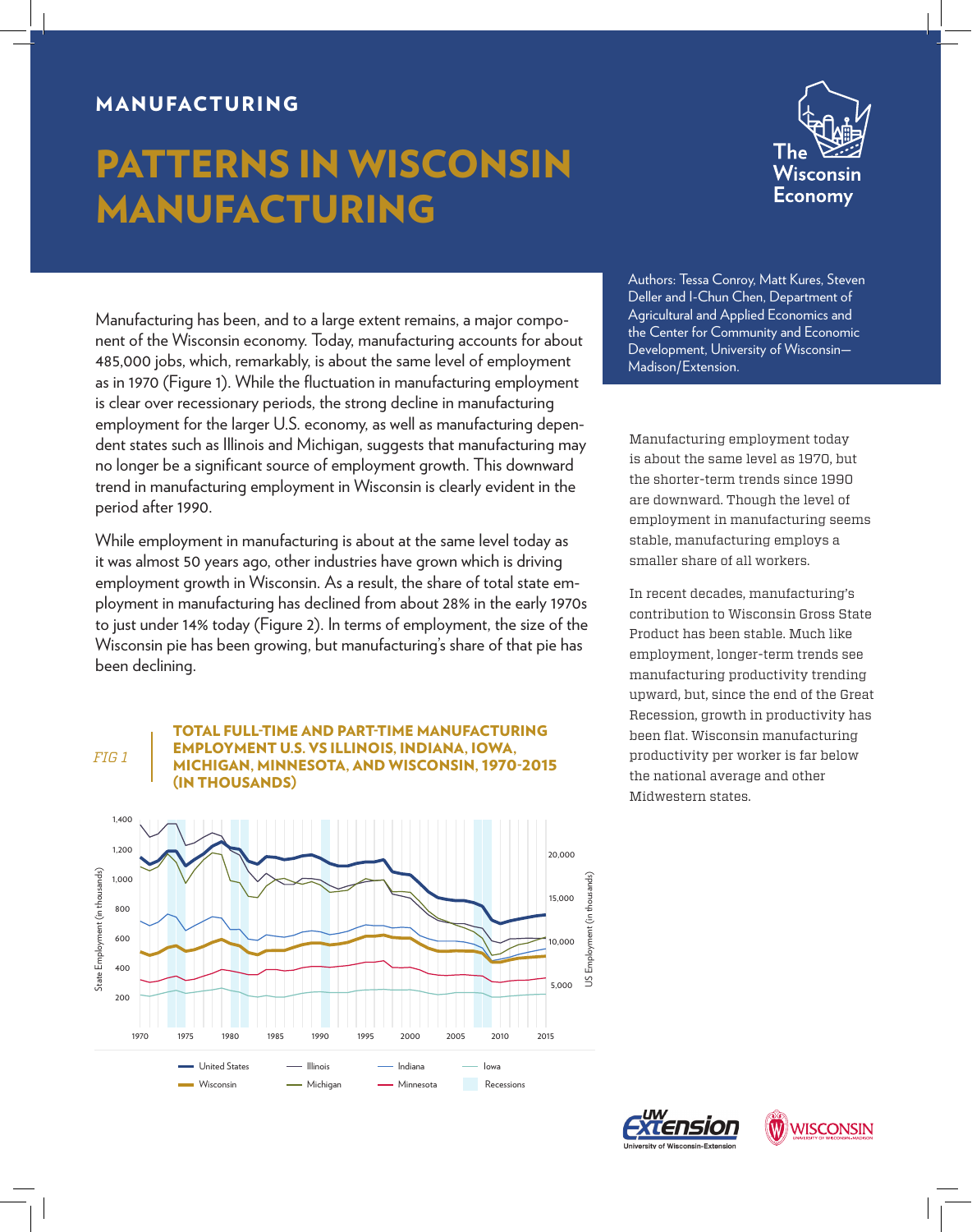MANUFACTURING

# PATTERNS IN WISCONSIN MANUFACTURING

Authors: Tessa Conroy, Matt Kures, Steven Deller and I-Chun Chen, Department of Agricultural and Applied Economics and the Center for Community and Economic Development, University of Wisconsin–Madison/Extension.

Manufacturing has been, and to a large extent remains, a major component of the Wisconsin economy. Today, manufacturing accounts for about 485,000 jobs, which, remarkably, is about the same level of employment as in 1970 (Figure 1). While the fluctuation in manufacturing employment is clear over recessionary periods, the strong decline in manufacturing employment for the larger U.S. economy, as well as manufacturing dependent states such as Illinois and Michigan, suggests that manufacturing may no longer be a significant source of employment growth. This downward trend in manufacturing employment in Wisconsin is clearly evident in the period after 1990.

While employment in manufacturing is about at the same level today as it was almost 50 years ago, other industries have grown which is driving employment growth in Wisconsin. As a result, the share of total state employment in manufacturing has declined from about 28% in the early 1970s to just under 14% today (Figure 2). In terms of employment, the size of the Wisconsin pie has been growing, but manufacturing's share of that pie has been declining.

Manufacturing employment today is about the same level as 1970, but the shorter-term trends since 1990 are downward. Though the level of employment in manufacturing seems stable, manufacturing employs a smaller share of all workers.

In recent decades, manufacturing's contribution to Wisconsin Gross State Product has been stable. Much like employment, longer-term trends see manufacturing productivity trending upward, but, since the end of the Great Recession, growth in productivity has been flat. Wisconsin manufacturing productivity per worker is far below the national average and other Midwestern states.

*FIG 1* **TOTAL FULL-TIME AND PART-TIME MANUFACTURING EMPLOYMENT U.S. VS ILLINOIS, INDIANA, IOWA, MICHIGAN, MINNESOTA, AND WISCONSIN, 1970-2015 (IN THOUSANDS)**

Legend: United States, Illinois, Indiana, Iowa, Wisconsin, Michigan, Minnesota, Recessions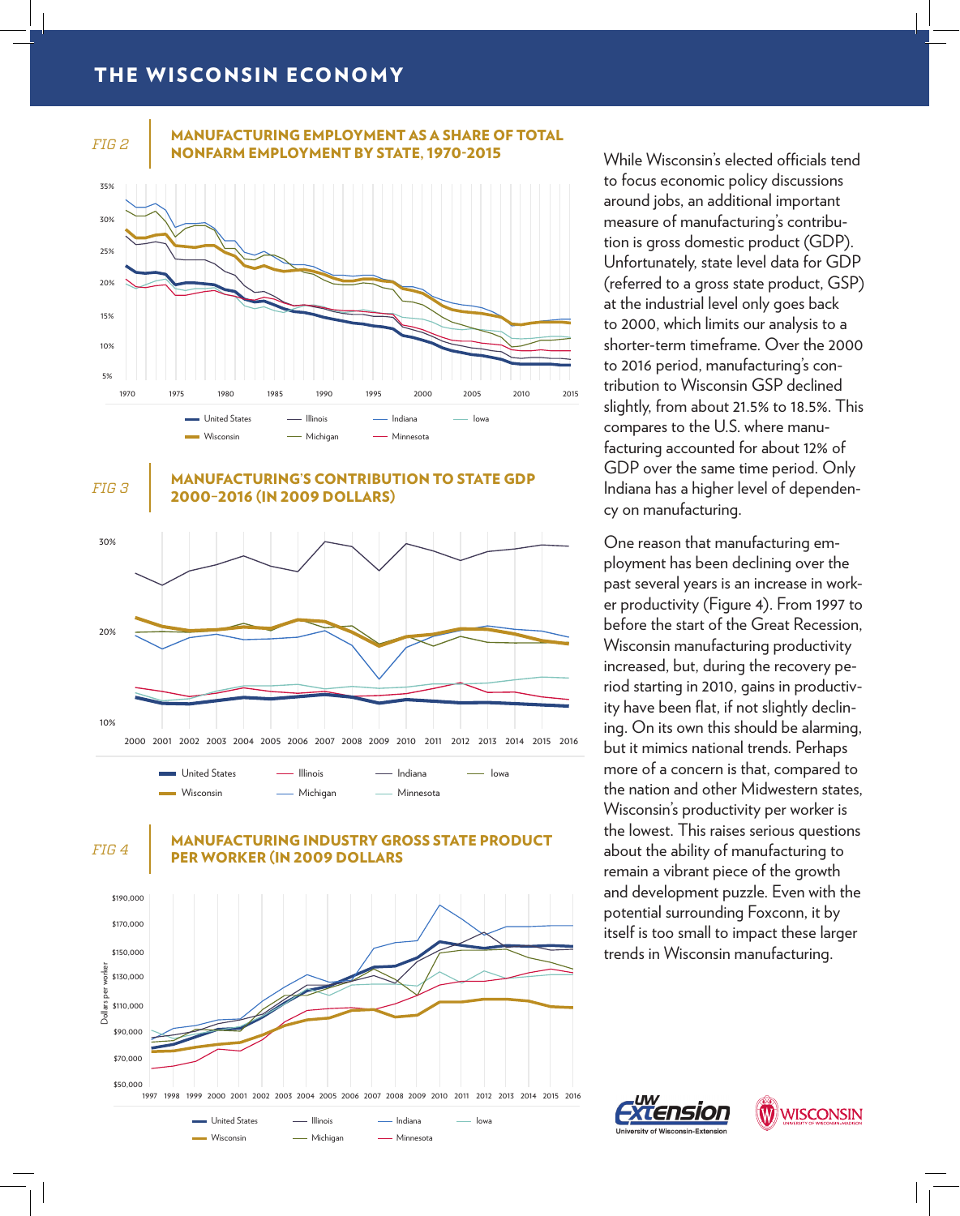# THE WISCONSIN ECONOMY

*FIG 2*

**MANUFACTURING EMPLOYMENT AS A SHARE OF TOTAL NONFARM EMPLOYMENT BY STATE, 1970-2015**

35%
30%
25%
20%
15%
10%
5%

1970 1975 1980 1985 1990 1995 2000 2005 2010 2015

United States — Illinois — Indiana — Iowa
Wisconsin — Michigan — Minnesota

*FIG 3*

**MANUFACTURING'S CONTRIBUTION TO STATE GDP 2000–2016 (IN 2009 DOLLARS)**

30%
20%
10%

2000 2001 2002 2003 2004 2005 2006 2007 2008 2009 2010 2011 2012 2013 2014 2015 2016

United States — Illinois — Indiana — Iowa
Wisconsin — Michigan — Minnesota

*FIG 4*

**MANUFACTURING INDUSTRY GROSS STATE PRODUCT PER WORKER (IN 2009 DOLLARS**

Dollars per worker

$190,000
$170,000
$150,000
$130,000
$110,000
$90,000
$70,000
$50,000

1997 1998 1999 2000 2001 2002 2003 2004 2005 2006 2007 2008 2009 2010 2011 2012 2013 2014 2015 2016

United States — Illinois — Indiana — Iowa
Wisconsin — Michigan — Minnesota

While Wisconsin's elected officials tend to focus economic policy discussions around jobs, an additional important measure of manufacturing's contribution is gross domestic product (GDP). Unfortunately, state level data for GDP (referred to a gross state product, GSP) at the industrial level only goes back to 2000, which limits our analysis to a shorter-term timeframe. Over the 2000 to 2016 period, manufacturing's contribution to Wisconsin GSP declined slightly, from about 21.5% to 18.5%. This compares to the U.S. where manufacturing accounted for about 12% of GDP over the same time period. Only Indiana has a higher level of dependency on manufacturing.

One reason that manufacturing employment has been declining over the past several years is an increase in worker productivity (Figure 4). From 1997 to before the start of the Great Recession, Wisconsin manufacturing productivity increased, but, during the recovery period starting in 2010, gains in productivity have been flat, if not slightly declining. On its own this should be alarming, but it mimics national trends. Perhaps more of a concern is that, compared to the nation and other Midwestern states, Wisconsin's productivity per worker is the lowest. This raises serious questions about the ability of manufacturing to remain a vibrant piece of the growth and development puzzle. Even with the potential surrounding Foxconn, it by itself is too small to impact these larger trends in Wisconsin manufacturing.

UW Extension
University of Wisconsin-Extension

WISCONSIN
UNIVERSITY OF WISCONSIN-MADISON